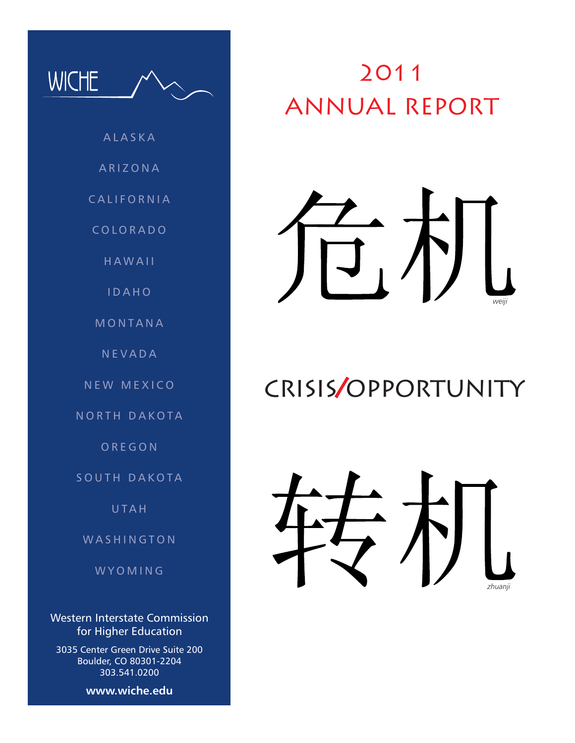WICHE

ALASKA

ARIZONA

CALIFORNIA

COLORADO

HAWAII

IDAHO

MONTANA

NEVADA

NEW MEXICO

NORTH DAKOTA

OREGON

SOUTH DAKOTA

UTAH

WASHINGTON

WYOMING

Western Interstate Commission for Higher Education

3035 Center Green Drive Suite 200
Boulder, CO 80301-2204
303.541.0200

**www.wiche.edu**

# 2011 ANNUAL REPORT

危机

*weiji*

## CRISIS/OPPORTUNITY

转机

*zhuanji*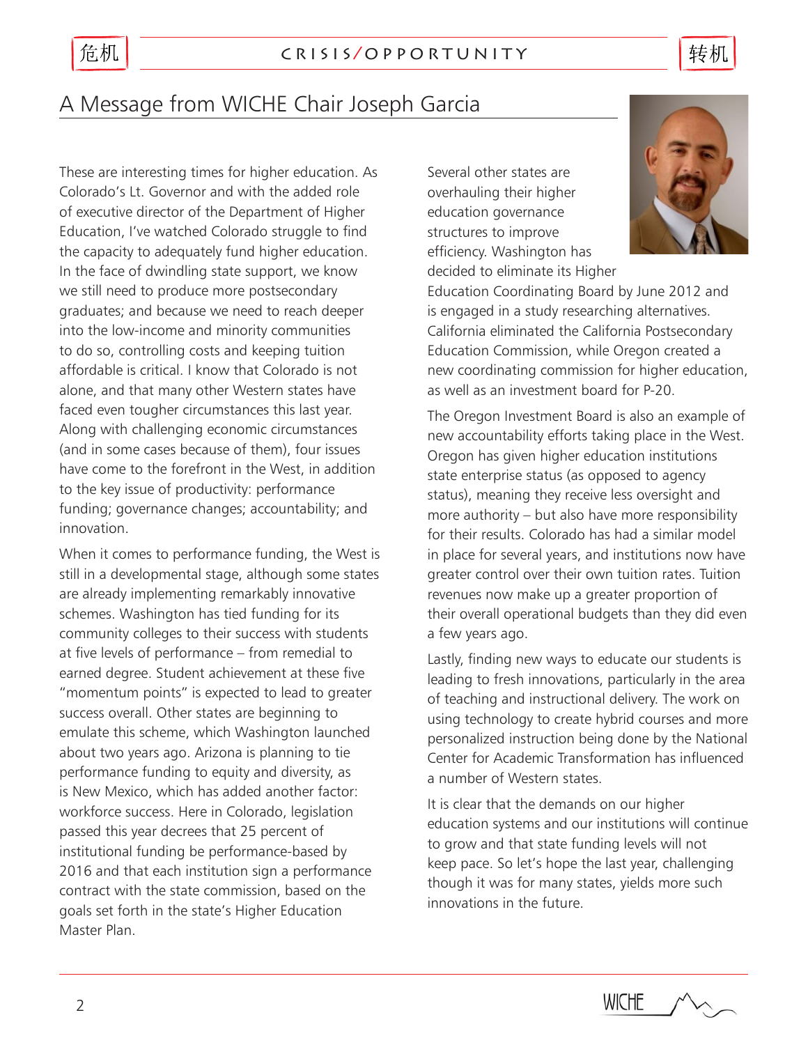# A Message from WICHE Chair Joseph Garcia

These are interesting times for higher education. As Colorado's Lt. Governor and with the added role of executive director of the Department of Higher Education, I've watched Colorado struggle to find the capacity to adequately fund higher education. In the face of dwindling state support, we know we still need to produce more postsecondary graduates; and because we need to reach deeper into the low-income and minority communities to do so, controlling costs and keeping tuition affordable is critical. I know that Colorado is not alone, and that many other Western states have faced even tougher circumstances this last year. Along with challenging economic circumstances (and in some cases because of them), four issues have come to the forefront in the West, in addition to the key issue of productivity: performance funding; governance changes; accountability; and innovation.

When it comes to performance funding, the West is still in a developmental stage, although some states are already implementing remarkably innovative schemes. Washington has tied funding for its community colleges to their success with students at five levels of performance – from remedial to earned degree. Student achievement at these five "momentum points" is expected to lead to greater success overall. Other states are beginning to emulate this scheme, which Washington launched about two years ago. Arizona is planning to tie performance funding to equity and diversity, as is New Mexico, which has added another factor: workforce success. Here in Colorado, legislation passed this year decrees that 25 percent of institutional funding be performance-based by 2016 and that each institution sign a performance contract with the state commission, based on the goals set forth in the state's Higher Education Master Plan.

Several other states are overhauling their higher education governance structures to improve efficiency. Washington has decided to eliminate its Higher Education Coordinating Board by June 2012 and is engaged in a study researching alternatives. California eliminated the California Postsecondary Education Commission, while Oregon created a new coordinating commission for higher education, as well as an investment board for P-20.

The Oregon Investment Board is also an example of new accountability efforts taking place in the West. Oregon has given higher education institutions state enterprise status (as opposed to agency status), meaning they receive less oversight and more authority – but also have more responsibility for their results. Colorado has had a similar model in place for several years, and institutions now have greater control over their own tuition rates. Tuition revenues now make up a greater proportion of their overall operational budgets than they did even a few years ago.

Lastly, finding new ways to educate our students is leading to fresh innovations, particularly in the area of teaching and instructional delivery. The work on using technology to create hybrid courses and more personalized instruction being done by the National Center for Academic Transformation has influenced a number of Western states.

It is clear that the demands on our higher education systems and our institutions will continue to grow and that state funding levels will not keep pace. So let's hope the last year, challenging though it was for many states, yields more such innovations in the future.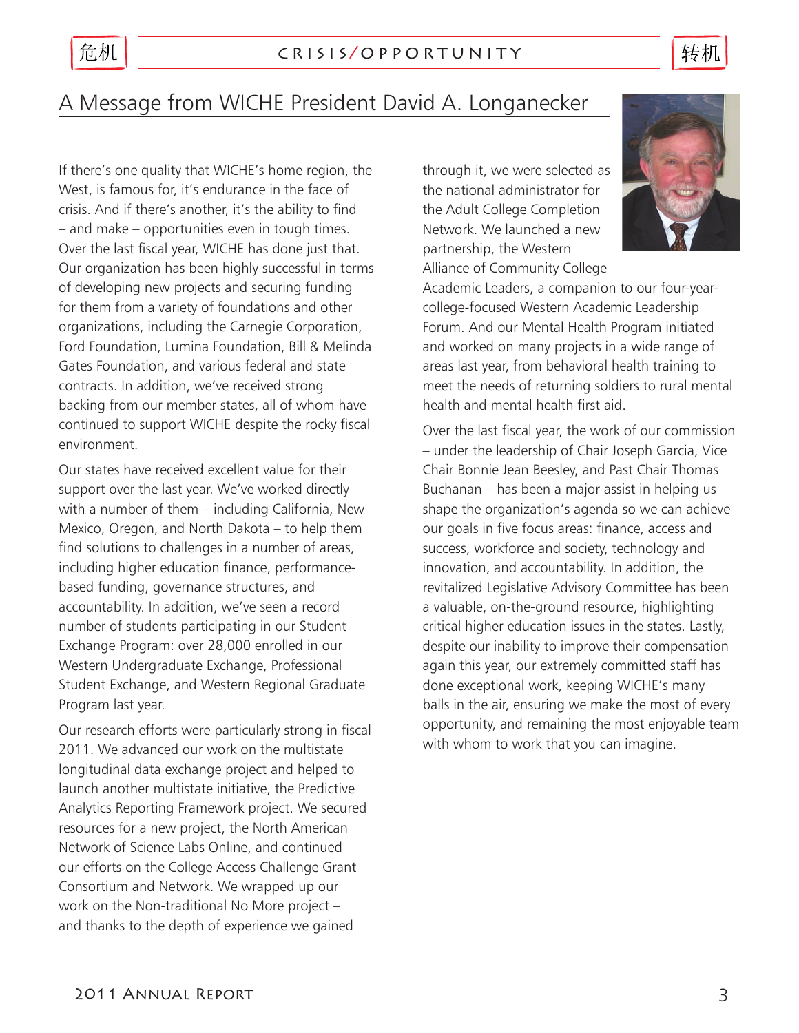# A Message from WICHE President David A. Longanecker

If there's one quality that WICHE's home region, the West, is famous for, it's endurance in the face of crisis. And if there's another, it's the ability to find – and make – opportunities even in tough times. Over the last fiscal year, WICHE has done just that. Our organization has been highly successful in terms of developing new projects and securing funding for them from a variety of foundations and other organizations, including the Carnegie Corporation, Ford Foundation, Lumina Foundation, Bill & Melinda Gates Foundation, and various federal and state contracts. In addition, we've received strong backing from our member states, all of whom have continued to support WICHE despite the rocky fiscal environment.

Our states have received excellent value for their support over the last year. We've worked directly with a number of them – including California, New Mexico, Oregon, and North Dakota – to help them find solutions to challenges in a number of areas, including higher education finance, performance-based funding, governance structures, and accountability. In addition, we've seen a record number of students participating in our Student Exchange Program: over 28,000 enrolled in our Western Undergraduate Exchange, Professional Student Exchange, and Western Regional Graduate Program last year.

Our research efforts were particularly strong in fiscal 2011. We advanced our work on the multistate longitudinal data exchange project and helped to launch another multistate initiative, the Predictive Analytics Reporting Framework project. We secured resources for a new project, the North American Network of Science Labs Online, and continued our efforts on the College Access Challenge Grant Consortium and Network. We wrapped up our work on the Non-traditional No More project – and thanks to the depth of experience we gained through it, we were selected as the national administrator for the Adult College Completion Network. We launched a new partnership, the Western Alliance of Community College Academic Leaders, a companion to our four-year-college-focused Western Academic Leadership Forum. And our Mental Health Program initiated and worked on many projects in a wide range of areas last year, from behavioral health training to meet the needs of returning soldiers to rural mental health and mental health first aid.

Over the last fiscal year, the work of our commission – under the leadership of Chair Joseph Garcia, Vice Chair Bonnie Jean Beesley, and Past Chair Thomas Buchanan – has been a major assist in helping us shape the organization's agenda so we can achieve our goals in five focus areas: finance, access and success, workforce and society, technology and innovation, and accountability. In addition, the revitalized Legislative Advisory Committee has been a valuable, on-the-ground resource, highlighting critical higher education issues in the states. Lastly, despite our inability to improve their compensation again this year, our extremely committed staff has done exceptional work, keeping WICHE's many balls in the air, ensuring we make the most of every opportunity, and remaining the most enjoyable team with whom to work that you can imagine.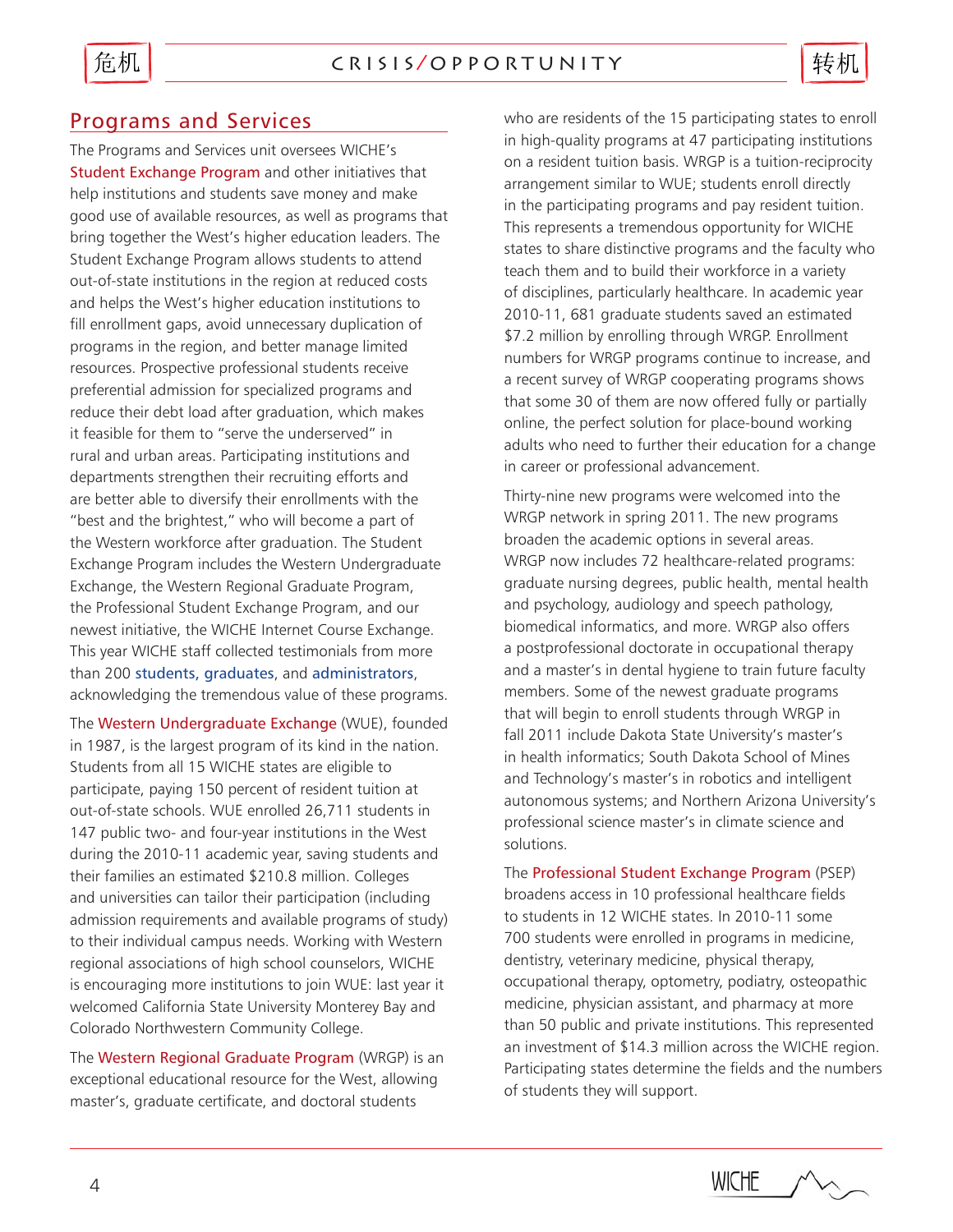## Programs and Services

The Programs and Services unit oversees WICHE's Student Exchange Program and other initiatives that help institutions and students save money and make good use of available resources, as well as programs that bring together the West's higher education leaders. The Student Exchange Program allows students to attend out-of-state institutions in the region at reduced costs and helps the West's higher education institutions to fill enrollment gaps, avoid unnecessary duplication of programs in the region, and better manage limited resources. Prospective professional students receive preferential admission for specialized programs and reduce their debt load after graduation, which makes it feasible for them to "serve the underserved" in rural and urban areas. Participating institutions and departments strengthen their recruiting efforts and are better able to diversify their enrollments with the "best and the brightest," who will become a part of the Western workforce after graduation. The Student Exchange Program includes the Western Undergraduate Exchange, the Western Regional Graduate Program, the Professional Student Exchange Program, and our newest initiative, the WICHE Internet Course Exchange. This year WICHE staff collected testimonials from more than 200 students, graduates, and administrators, acknowledging the tremendous value of these programs.

The Western Undergraduate Exchange (WUE), founded in 1987, is the largest program of its kind in the nation. Students from all 15 WICHE states are eligible to participate, paying 150 percent of resident tuition at out-of-state schools. WUE enrolled 26,711 students in 147 public two- and four-year institutions in the West during the 2010-11 academic year, saving students and their families an estimated $210.8 million. Colleges and universities can tailor their participation (including admission requirements and available programs of study) to their individual campus needs. Working with Western regional associations of high school counselors, WICHE is encouraging more institutions to join WUE: last year it welcomed California State University Monterey Bay and Colorado Northwestern Community College.

The Western Regional Graduate Program (WRGP) is an exceptional educational resource for the West, allowing master's, graduate certificate, and doctoral students who are residents of the 15 participating states to enroll in high-quality programs at 47 participating institutions on a resident tuition basis. WRGP is a tuition-reciprocity arrangement similar to WUE; students enroll directly in the participating programs and pay resident tuition. This represents a tremendous opportunity for WICHE states to share distinctive programs and the faculty who teach them and to build their workforce in a variety of disciplines, particularly healthcare. In academic year 2010-11, 681 graduate students saved an estimated $7.2 million by enrolling through WRGP. Enrollment numbers for WRGP programs continue to increase, and a recent survey of WRGP cooperating programs shows that some 30 of them are now offered fully or partially online, the perfect solution for place-bound working adults who need to further their education for a change in career or professional advancement.

Thirty-nine new programs were welcomed into the WRGP network in spring 2011. The new programs broaden the academic options in several areas. WRGP now includes 72 healthcare-related programs: graduate nursing degrees, public health, mental health and psychology, audiology and speech pathology, biomedical informatics, and more. WRGP also offers a postprofessional doctorate in occupational therapy and a master's in dental hygiene to train future faculty members. Some of the newest graduate programs that will begin to enroll students through WRGP in fall 2011 include Dakota State University's master's in health informatics; South Dakota School of Mines and Technology's master's in robotics and intelligent autonomous systems; and Northern Arizona University's professional science master's in climate science and solutions.

The Professional Student Exchange Program (PSEP) broadens access in 10 professional healthcare fields to students in 12 WICHE states. In 2010-11 some 700 students were enrolled in programs in medicine, dentistry, veterinary medicine, physical therapy, occupational therapy, optometry, podiatry, osteopathic medicine, physician assistant, and pharmacy at more than 50 public and private institutions. This represented an investment of $14.3 million across the WICHE region. Participating states determine the fields and the numbers of students they will support.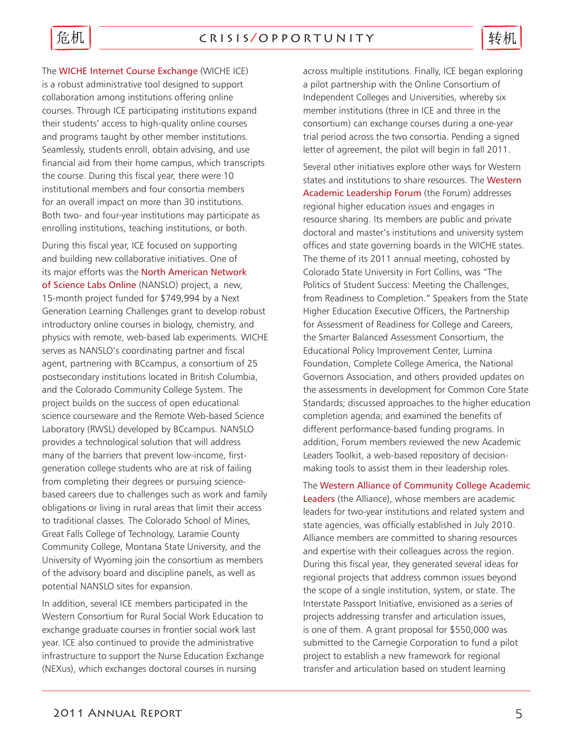The WICHE Internet Course Exchange (WICHE ICE) is a robust administrative tool designed to support collaboration among institutions offering online courses. Through ICE participating institutions expand their students' access to high-quality online courses and programs taught by other member institutions. Seamlessly, students enroll, obtain advising, and use financial aid from their home campus, which transcripts the course. During this fiscal year, there were 10 institutional members and four consortia members for an overall impact on more than 30 institutions. Both two- and four-year institutions may participate as enrolling institutions, teaching institutions, or both.

During this fiscal year, ICE focused on supporting and building new collaborative initiatives. One of its major efforts was the North American Network of Science Labs Online (NANSLO) project, a new, 15-month project funded for $749,994 by a Next Generation Learning Challenges grant to develop robust introductory online courses in biology, chemistry, and physics with remote, web-based lab experiments. WICHE serves as NANSLO's coordinating partner and fiscal agent, partnering with BCcampus, a consortium of 25 postsecondary institutions located in British Columbia, and the Colorado Community College System. The project builds on the success of open educational science courseware and the Remote Web-based Science Laboratory (RWSL) developed by BCcampus. NANSLO provides a technological solution that will address many of the barriers that prevent low-income, first-generation college students who are at risk of failing from completing their degrees or pursuing science-based careers due to challenges such as work and family obligations or living in rural areas that limit their access to traditional classes. The Colorado School of Mines, Great Falls College of Technology, Laramie County Community College, Montana State University, and the University of Wyoming join the consortium as members of the advisory board and discipline panels, as well as potential NANSLO sites for expansion.

In addition, several ICE members participated in the Western Consortium for Rural Social Work Education to exchange graduate courses in frontier social work last year. ICE also continued to provide the administrative infrastructure to support the Nurse Education Exchange (NEXus), which exchanges doctoral courses in nursing across multiple institutions. Finally, ICE began exploring a pilot partnership with the Online Consortium of Independent Colleges and Universities, whereby six member institutions (three in ICE and three in the consortium) can exchange courses during a one-year trial period across the two consortia. Pending a signed letter of agreement, the pilot will begin in fall 2011.

Several other initiatives explore other ways for Western states and institutions to share resources. The Western Academic Leadership Forum (the Forum) addresses regional higher education issues and engages in resource sharing. Its members are public and private doctoral and master's institutions and university system offices and state governing boards in the WICHE states. The theme of its 2011 annual meeting, cohosted by Colorado State University in Fort Collins, was "The Politics of Student Success: Meeting the Challenges, from Readiness to Completion." Speakers from the State Higher Education Executive Officers, the Partnership for Assessment of Readiness for College and Careers, the Smarter Balanced Assessment Consortium, the Educational Policy Improvement Center, Lumina Foundation, Complete College America, the National Governors Association, and others provided updates on the assessments in development for Common Core State Standards; discussed approaches to the higher education completion agenda; and examined the benefits of different performance-based funding programs. In addition, Forum members reviewed the new Academic Leaders Toolkit, a web-based repository of decision-making tools to assist them in their leadership roles.

The Western Alliance of Community College Academic Leaders (the Alliance), whose members are academic leaders for two-year institutions and related system and state agencies, was officially established in July 2010. Alliance members are committed to sharing resources and expertise with their colleagues across the region. During this fiscal year, they generated several ideas for regional projects that address common issues beyond the scope of a single institution, system, or state. The Interstate Passport Initiative, envisioned as a series of projects addressing transfer and articulation issues, is one of them. A grant proposal for $550,000 was submitted to the Carnegie Corporation to fund a pilot project to establish a new framework for regional transfer and articulation based on student learning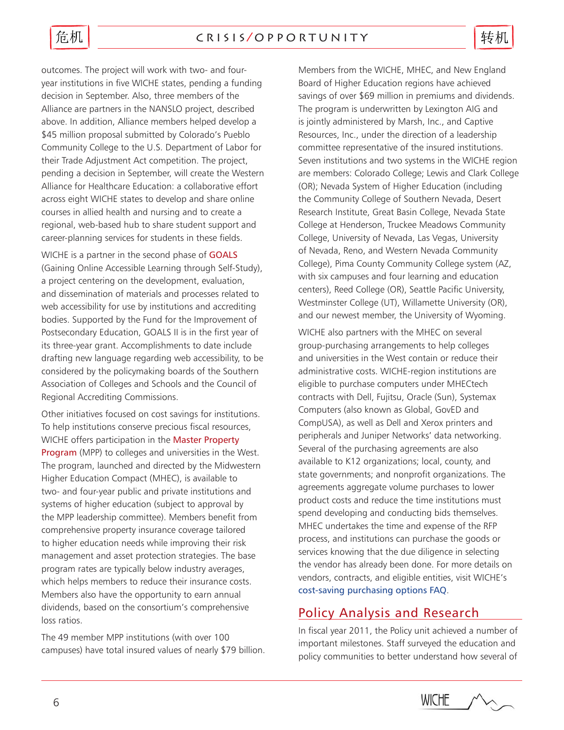outcomes. The project will work with two- and four-year institutions in five WICHE states, pending a funding decision in September. Also, three members of the Alliance are partners in the NANSLO project, described above. In addition, Alliance members helped develop a $45 million proposal submitted by Colorado's Pueblo Community College to the U.S. Department of Labor for their Trade Adjustment Act competition. The project, pending a decision in September, will create the Western Alliance for Healthcare Education: a collaborative effort across eight WICHE states to develop and share online courses in allied health and nursing and to create a regional, web-based hub to share student support and career-planning services for students in these fields.

WICHE is a partner in the second phase of GOALS (Gaining Online Accessible Learning through Self-Study), a project centering on the development, evaluation, and dissemination of materials and processes related to web accessibility for use by institutions and accrediting bodies. Supported by the Fund for the Improvement of Postsecondary Education, GOALS II is in the first year of its three-year grant. Accomplishments to date include drafting new language regarding web accessibility, to be considered by the policymaking boards of the Southern Association of Colleges and Schools and the Council of Regional Accrediting Commissions.

Other initiatives focused on cost savings for institutions. To help institutions conserve precious fiscal resources, WICHE offers participation in the Master Property Program (MPP) to colleges and universities in the West. The program, launched and directed by the Midwestern Higher Education Compact (MHEC), is available to two- and four-year public and private institutions and systems of higher education (subject to approval by the MPP leadership committee). Members benefit from comprehensive property insurance coverage tailored to higher education needs while improving their risk management and asset protection strategies. The base program rates are typically below industry averages, which helps members to reduce their insurance costs. Members also have the opportunity to earn annual dividends, based on the consortium's comprehensive loss ratios.

The 49 member MPP institutions (with over 100 campuses) have total insured values of nearly $79 billion. Members from the WICHE, MHEC, and New England Board of Higher Education regions have achieved savings of over $69 million in premiums and dividends. The program is underwritten by Lexington AIG and is jointly administered by Marsh, Inc., and Captive Resources, Inc., under the direction of a leadership committee representative of the insured institutions. Seven institutions and two systems in the WICHE region are members: Colorado College; Lewis and Clark College (OR); Nevada System of Higher Education (including the Community College of Southern Nevada, Desert Research Institute, Great Basin College, Nevada State College at Henderson, Truckee Meadows Community College, University of Nevada, Las Vegas, University of Nevada, Reno, and Western Nevada Community College), Pima County Community College system (AZ, with six campuses and four learning and education centers), Reed College (OR), Seattle Pacific University, Westminster College (UT), Willamette University (OR), and our newest member, the University of Wyoming.

WICHE also partners with the MHEC on several group-purchasing arrangements to help colleges and universities in the West contain or reduce their administrative costs. WICHE-region institutions are eligible to purchase computers under MHECtech contracts with Dell, Fujitsu, Oracle (Sun), Systemax Computers (also known as Global, GovED and CompUSA), as well as Dell and Xerox printers and peripherals and Juniper Networks' data networking. Several of the purchasing agreements are also available to K12 organizations; local, county, and state governments; and nonprofit organizations. The agreements aggregate volume purchases to lower product costs and reduce the time institutions must spend developing and conducting bids themselves. MHEC undertakes the time and expense of the RFP process, and institutions can purchase the goods or services knowing that the due diligence in selecting the vendor has already been done. For more details on vendors, contracts, and eligible entities, visit WICHE's cost-saving purchasing options FAQ.

## Policy Analysis and Research

In fiscal year 2011, the Policy unit achieved a number of important milestones. Staff surveyed the education and policy communities to better understand how several of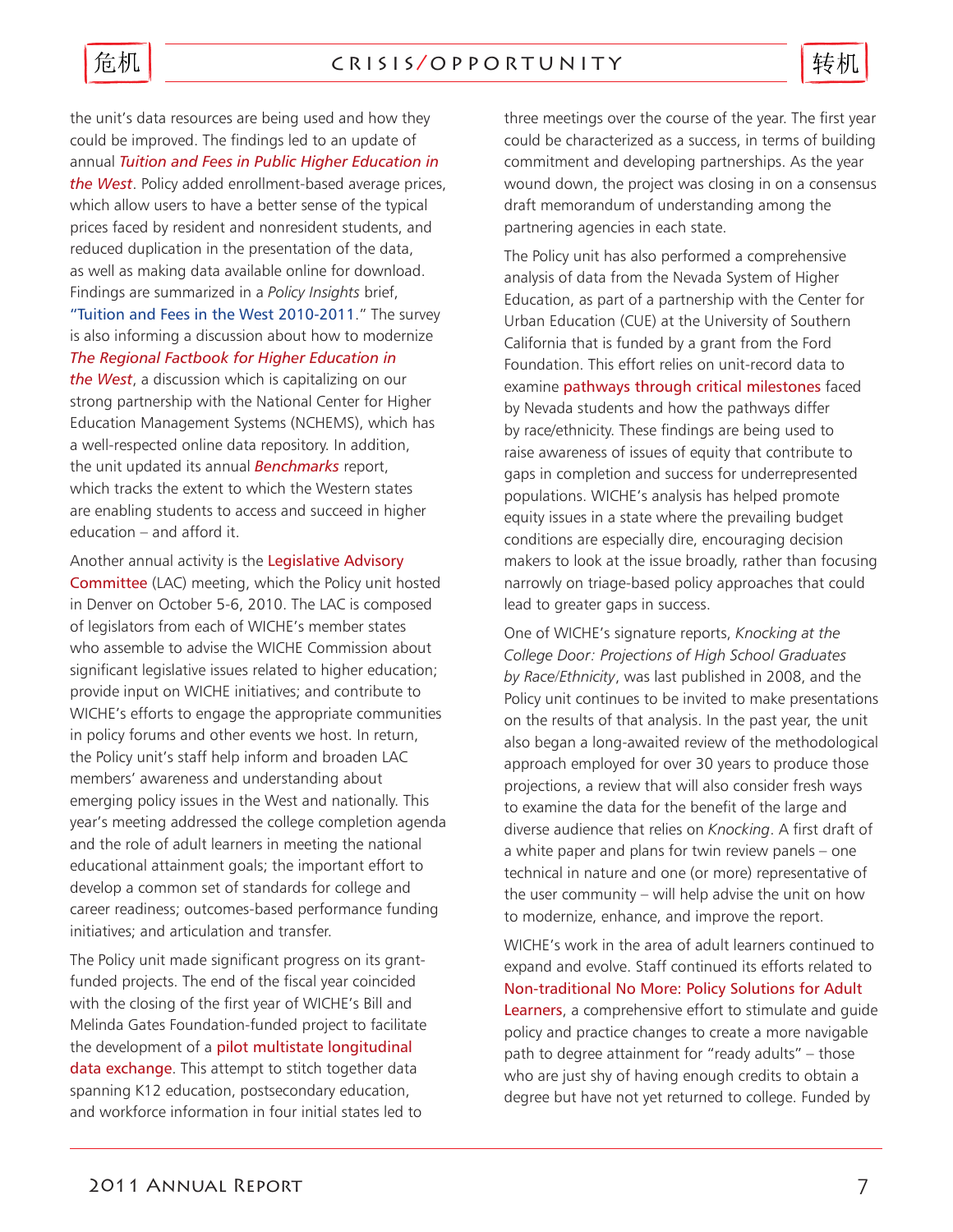the unit's data resources are being used and how they could be improved. The findings led to an update of annual *Tuition and Fees in Public Higher Education in the West*. Policy added enrollment-based average prices, which allow users to have a better sense of the typical prices faced by resident and nonresident students, and reduced duplication in the presentation of the data, as well as making data available online for download. Findings are summarized in a *Policy Insights* brief, "Tuition and Fees in the West 2010-2011." The survey is also informing a discussion about how to modernize *The Regional Factbook for Higher Education in the West*, a discussion which is capitalizing on our strong partnership with the National Center for Higher Education Management Systems (NCHEMS), which has a well-respected online data repository. In addition, the unit updated its annual *Benchmarks* report, which tracks the extent to which the Western states are enabling students to access and succeed in higher education – and afford it.

Another annual activity is the Legislative Advisory Committee (LAC) meeting, which the Policy unit hosted in Denver on October 5-6, 2010. The LAC is composed of legislators from each of WICHE's member states who assemble to advise the WICHE Commission about significant legislative issues related to higher education; provide input on WICHE initiatives; and contribute to WICHE's efforts to engage the appropriate communities in policy forums and other events we host. In return, the Policy unit's staff help inform and broaden LAC members' awareness and understanding about emerging policy issues in the West and nationally. This year's meeting addressed the college completion agenda and the role of adult learners in meeting the national educational attainment goals; the important effort to develop a common set of standards for college and career readiness; outcomes-based performance funding initiatives; and articulation and transfer.

The Policy unit made significant progress on its grant-funded projects. The end of the fiscal year coincided with the closing of the first year of WICHE's Bill and Melinda Gates Foundation-funded project to facilitate the development of a pilot multistate longitudinal data exchange. This attempt to stitch together data spanning K12 education, postsecondary education, and workforce information in four initial states led to three meetings over the course of the year. The first year could be characterized as a success, in terms of building commitment and developing partnerships. As the year wound down, the project was closing in on a consensus draft memorandum of understanding among the partnering agencies in each state.

The Policy unit has also performed a comprehensive analysis of data from the Nevada System of Higher Education, as part of a partnership with the Center for Urban Education (CUE) at the University of Southern California that is funded by a grant from the Ford Foundation. This effort relies on unit-record data to examine pathways through critical milestones faced by Nevada students and how the pathways differ by race/ethnicity. These findings are being used to raise awareness of issues of equity that contribute to gaps in completion and success for underrepresented populations. WICHE's analysis has helped promote equity issues in a state where the prevailing budget conditions are especially dire, encouraging decision makers to look at the issue broadly, rather than focusing narrowly on triage-based policy approaches that could lead to greater gaps in success.

One of WICHE's signature reports, *Knocking at the College Door: Projections of High School Graduates by Race/Ethnicity*, was last published in 2008, and the Policy unit continues to be invited to make presentations on the results of that analysis. In the past year, the unit also began a long-awaited review of the methodological approach employed for over 30 years to produce those projections, a review that will also consider fresh ways to examine the data for the benefit of the large and diverse audience that relies on *Knocking*. A first draft of a white paper and plans for twin review panels – one technical in nature and one (or more) representative of the user community – will help advise the unit on how to modernize, enhance, and improve the report.

WICHE's work in the area of adult learners continued to expand and evolve. Staff continued its efforts related to Non-traditional No More: Policy Solutions for Adult Learners, a comprehensive effort to stimulate and guide policy and practice changes to create a more navigable path to degree attainment for "ready adults" – those who are just shy of having enough credits to obtain a degree but have not yet returned to college. Funded by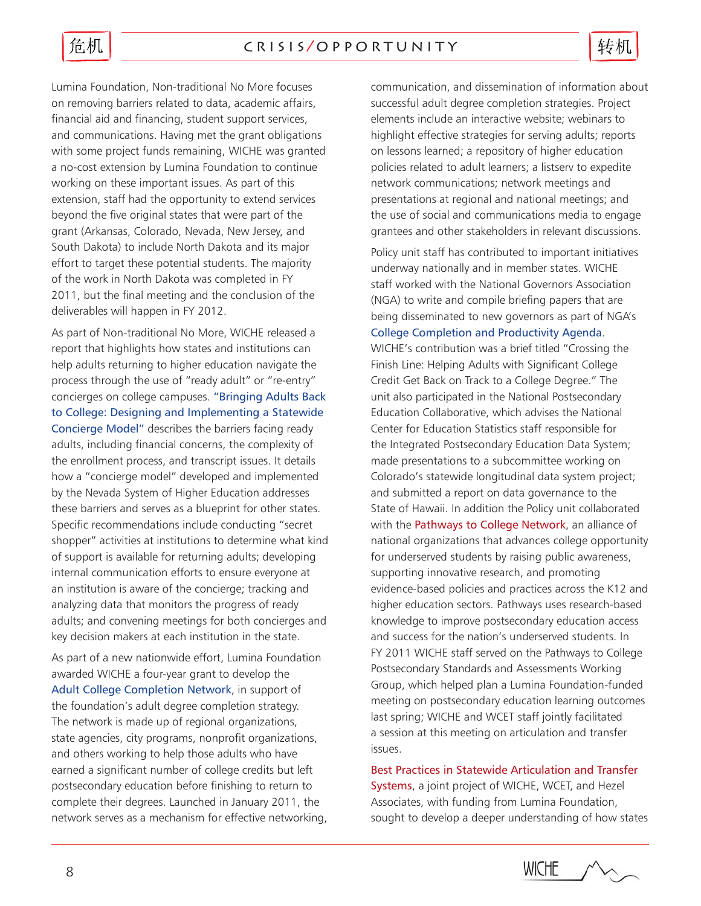Lumina Foundation, Non-traditional No More focuses on removing barriers related to data, academic affairs, financial aid and financing, student support services, and communications. Having met the grant obligations with some project funds remaining, WICHE was granted a no-cost extension by Lumina Foundation to continue working on these important issues. As part of this extension, staff had the opportunity to extend services beyond the five original states that were part of the grant (Arkansas, Colorado, Nevada, New Jersey, and South Dakota) to include North Dakota and its major effort to target these potential students. The majority of the work in North Dakota was completed in FY 2011, but the final meeting and the conclusion of the deliverables will happen in FY 2012.

As part of Non-traditional No More, WICHE released a report that highlights how states and institutions can help adults returning to higher education navigate the process through the use of "ready adult" or "re-entry" concierges on college campuses. "Bringing Adults Back to College: Designing and Implementing a Statewide Concierge Model" describes the barriers facing ready adults, including financial concerns, the complexity of the enrollment process, and transcript issues. It details how a "concierge model" developed and implemented by the Nevada System of Higher Education addresses these barriers and serves as a blueprint for other states. Specific recommendations include conducting "secret shopper" activities at institutions to determine what kind of support is available for returning adults; developing internal communication efforts to ensure everyone at an institution is aware of the concierge; tracking and analyzing data that monitors the progress of ready adults; and convening meetings for both concierges and key decision makers at each institution in the state.

As part of a new nationwide effort, Lumina Foundation awarded WICHE a four-year grant to develop the Adult College Completion Network, in support of the foundation's adult degree completion strategy. The network is made up of regional organizations, state agencies, city programs, nonprofit organizations, and others working to help those adults who have earned a significant number of college credits but left postsecondary education before finishing to return to complete their degrees. Launched in January 2011, the network serves as a mechanism for effective networking, communication, and dissemination of information about successful adult degree completion strategies. Project elements include an interactive website; webinars to highlight effective strategies for serving adults; reports on lessons learned; a repository of higher education policies related to adult learners; a listserv to expedite network communications; network meetings and presentations at regional and national meetings; and the use of social and communications media to engage grantees and other stakeholders in relevant discussions.

Policy unit staff has contributed to important initiatives underway nationally and in member states. WICHE staff worked with the National Governors Association (NGA) to write and compile briefing papers that are being disseminated to new governors as part of NGA's College Completion and Productivity Agenda. WICHE's contribution was a brief titled "Crossing the Finish Line: Helping Adults with Significant College Credit Get Back on Track to a College Degree." The unit also participated in the National Postsecondary Education Collaborative, which advises the National Center for Education Statistics staff responsible for the Integrated Postsecondary Education Data System; made presentations to a subcommittee working on Colorado's statewide longitudinal data system project; and submitted a report on data governance to the State of Hawaii. In addition the Policy unit collaborated with the Pathways to College Network, an alliance of national organizations that advances college opportunity for underserved students by raising public awareness, supporting innovative research, and promoting evidence-based policies and practices across the K12 and higher education sectors. Pathways uses research-based knowledge to improve postsecondary education access and success for the nation's underserved students. In FY 2011 WICHE staff served on the Pathways to College Postsecondary Standards and Assessments Working Group, which helped plan a Lumina Foundation-funded meeting on postsecondary education learning outcomes last spring; WICHE and WCET staff jointly facilitated a session at this meeting on articulation and transfer issues.

Best Practices in Statewide Articulation and Transfer Systems, a joint project of WICHE, WCET, and Hezel Associates, with funding from Lumina Foundation, sought to develop a deeper understanding of how states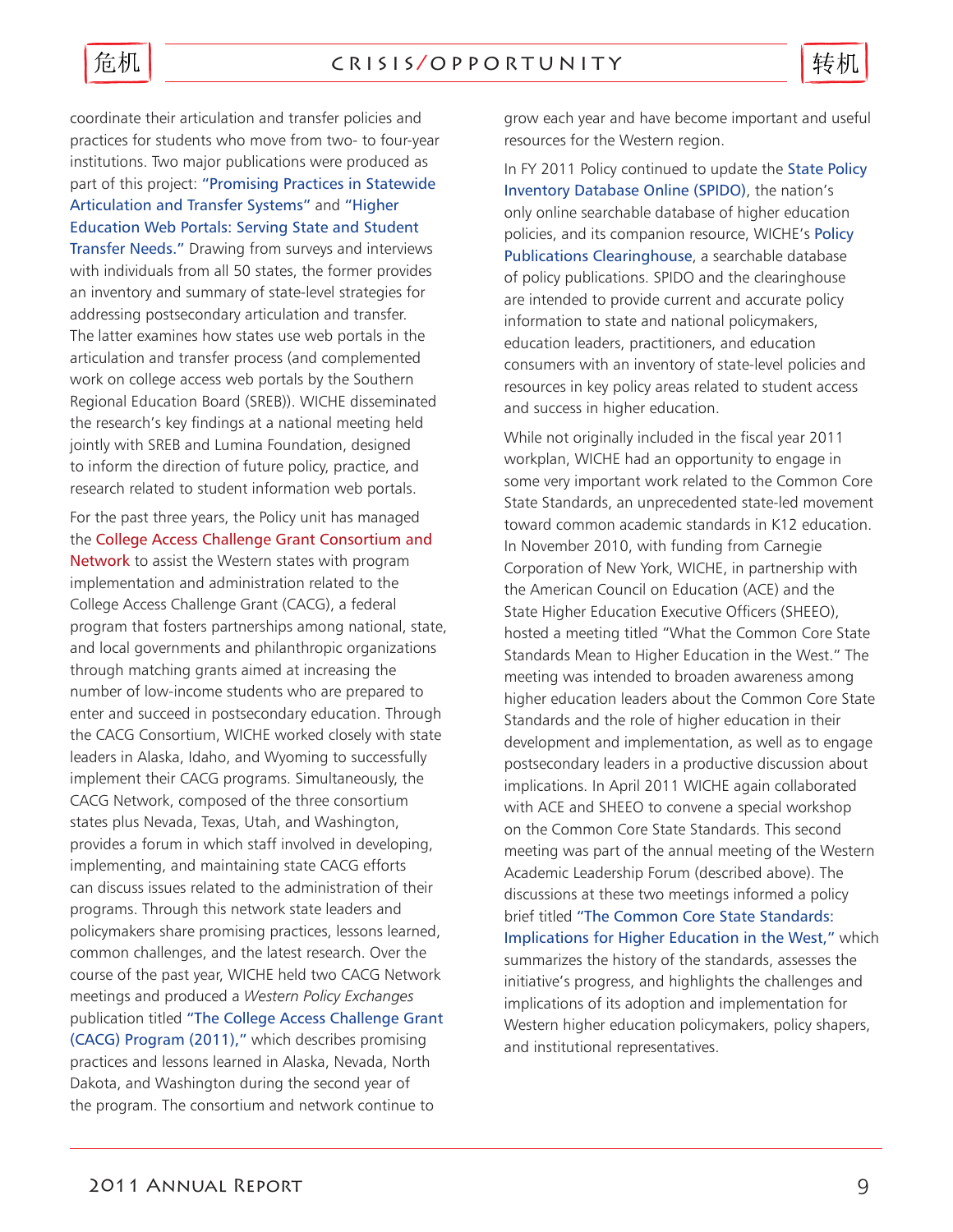coordinate their articulation and transfer policies and practices for students who move from two- to four-year institutions. Two major publications were produced as part of this project: "Promising Practices in Statewide Articulation and Transfer Systems" and "Higher Education Web Portals: Serving State and Student Transfer Needs." Drawing from surveys and interviews with individuals from all 50 states, the former provides an inventory and summary of state-level strategies for addressing postsecondary articulation and transfer. The latter examines how states use web portals in the articulation and transfer process (and complemented work on college access web portals by the Southern Regional Education Board (SREB)). WICHE disseminated the research's key findings at a national meeting held jointly with SREB and Lumina Foundation, designed to inform the direction of future policy, practice, and research related to student information web portals.

For the past three years, the Policy unit has managed the College Access Challenge Grant Consortium and Network to assist the Western states with program implementation and administration related to the College Access Challenge Grant (CACG), a federal program that fosters partnerships among national, state, and local governments and philanthropic organizations through matching grants aimed at increasing the number of low-income students who are prepared to enter and succeed in postsecondary education. Through the CACG Consortium, WICHE worked closely with state leaders in Alaska, Idaho, and Wyoming to successfully implement their CACG programs. Simultaneously, the CACG Network, composed of the three consortium states plus Nevada, Texas, Utah, and Washington, provides a forum in which staff involved in developing, implementing, and maintaining state CACG efforts can discuss issues related to the administration of their programs. Through this network state leaders and policymakers share promising practices, lessons learned, common challenges, and the latest research. Over the course of the past year, WICHE held two CACG Network meetings and produced a *Western Policy Exchanges* publication titled "The College Access Challenge Grant (CACG) Program (2011)," which describes promising practices and lessons learned in Alaska, Nevada, North Dakota, and Washington during the second year of the program. The consortium and network continue to grow each year and have become important and useful resources for the Western region.

In FY 2011 Policy continued to update the State Policy Inventory Database Online (SPIDO), the nation's only online searchable database of higher education policies, and its companion resource, WICHE's Policy Publications Clearinghouse, a searchable database of policy publications. SPIDO and the clearinghouse are intended to provide current and accurate policy information to state and national policymakers, education leaders, practitioners, and education consumers with an inventory of state-level policies and resources in key policy areas related to student access and success in higher education.

While not originally included in the fiscal year 2011 workplan, WICHE had an opportunity to engage in some very important work related to the Common Core State Standards, an unprecedented state-led movement toward common academic standards in K12 education. In November 2010, with funding from Carnegie Corporation of New York, WICHE, in partnership with the American Council on Education (ACE) and the State Higher Education Executive Officers (SHEEO), hosted a meeting titled "What the Common Core State Standards Mean to Higher Education in the West." The meeting was intended to broaden awareness among higher education leaders about the Common Core State Standards and the role of higher education in their development and implementation, as well as to engage postsecondary leaders in a productive discussion about implications. In April 2011 WICHE again collaborated with ACE and SHEEO to convene a special workshop on the Common Core State Standards. This second meeting was part of the annual meeting of the Western Academic Leadership Forum (described above). The discussions at these two meetings informed a policy brief titled "The Common Core State Standards: Implications for Higher Education in the West," which summarizes the history of the standards, assesses the initiative's progress, and highlights the challenges and implications of its adoption and implementation for Western higher education policymakers, policy shapers, and institutional representatives.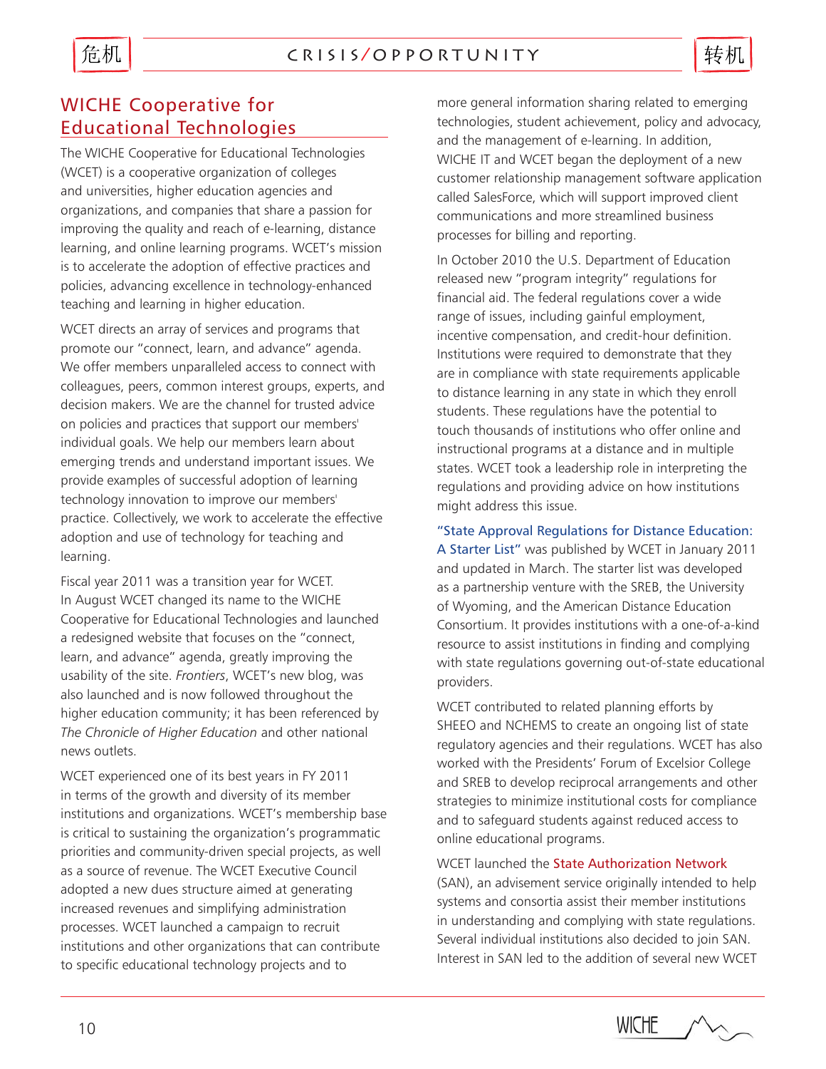## WICHE Cooperative for Educational Technologies

The WICHE Cooperative for Educational Technologies (WCET) is a cooperative organization of colleges and universities, higher education agencies and organizations, and companies that share a passion for improving the quality and reach of e-learning, distance learning, and online learning programs. WCET's mission is to accelerate the adoption of effective practices and policies, advancing excellence in technology-enhanced teaching and learning in higher education.

WCET directs an array of services and programs that promote our "connect, learn, and advance" agenda. We offer members unparalleled access to connect with colleagues, peers, common interest groups, experts, and decision makers. We are the channel for trusted advice on policies and practices that support our members' individual goals. We help our members learn about emerging trends and understand important issues. We provide examples of successful adoption of learning technology innovation to improve our members' practice. Collectively, we work to accelerate the effective adoption and use of technology for teaching and learning.

Fiscal year 2011 was a transition year for WCET. In August WCET changed its name to the WICHE Cooperative for Educational Technologies and launched a redesigned website that focuses on the "connect, learn, and advance" agenda, greatly improving the usability of the site. *Frontiers*, WCET's new blog, was also launched and is now followed throughout the higher education community; it has been referenced by *The Chronicle of Higher Education* and other national news outlets.

WCET experienced one of its best years in FY 2011 in terms of the growth and diversity of its member institutions and organizations. WCET's membership base is critical to sustaining the organization's programmatic priorities and community-driven special projects, as well as a source of revenue. The WCET Executive Council adopted a new dues structure aimed at generating increased revenues and simplifying administration processes. WCET launched a campaign to recruit institutions and other organizations that can contribute to specific educational technology projects and to more general information sharing related to emerging technologies, student achievement, policy and advocacy, and the management of e-learning. In addition, WICHE IT and WCET began the deployment of a new customer relationship management software application called SalesForce, which will support improved client communications and more streamlined business processes for billing and reporting.

In October 2010 the U.S. Department of Education released new "program integrity" regulations for financial aid. The federal regulations cover a wide range of issues, including gainful employment, incentive compensation, and credit-hour definition. Institutions were required to demonstrate that they are in compliance with state requirements applicable to distance learning in any state in which they enroll students. These regulations have the potential to touch thousands of institutions who offer online and instructional programs at a distance and in multiple states. WCET took a leadership role in interpreting the regulations and providing advice on how institutions might address this issue.

"State Approval Regulations for Distance Education: A Starter List" was published by WCET in January 2011 and updated in March. The starter list was developed as a partnership venture with the SREB, the University of Wyoming, and the American Distance Education Consortium. It provides institutions with a one-of-a-kind resource to assist institutions in finding and complying with state regulations governing out-of-state educational providers.

WCET contributed to related planning efforts by SHEEO and NCHEMS to create an ongoing list of state regulatory agencies and their regulations. WCET has also worked with the Presidents' Forum of Excelsior College and SREB to develop reciprocal arrangements and other strategies to minimize institutional costs for compliance and to safeguard students against reduced access to online educational programs.

WCET launched the State Authorization Network (SAN), an advisement service originally intended to help systems and consortia assist their member institutions in understanding and complying with state regulations. Several individual institutions also decided to join SAN. Interest in SAN led to the addition of several new WCET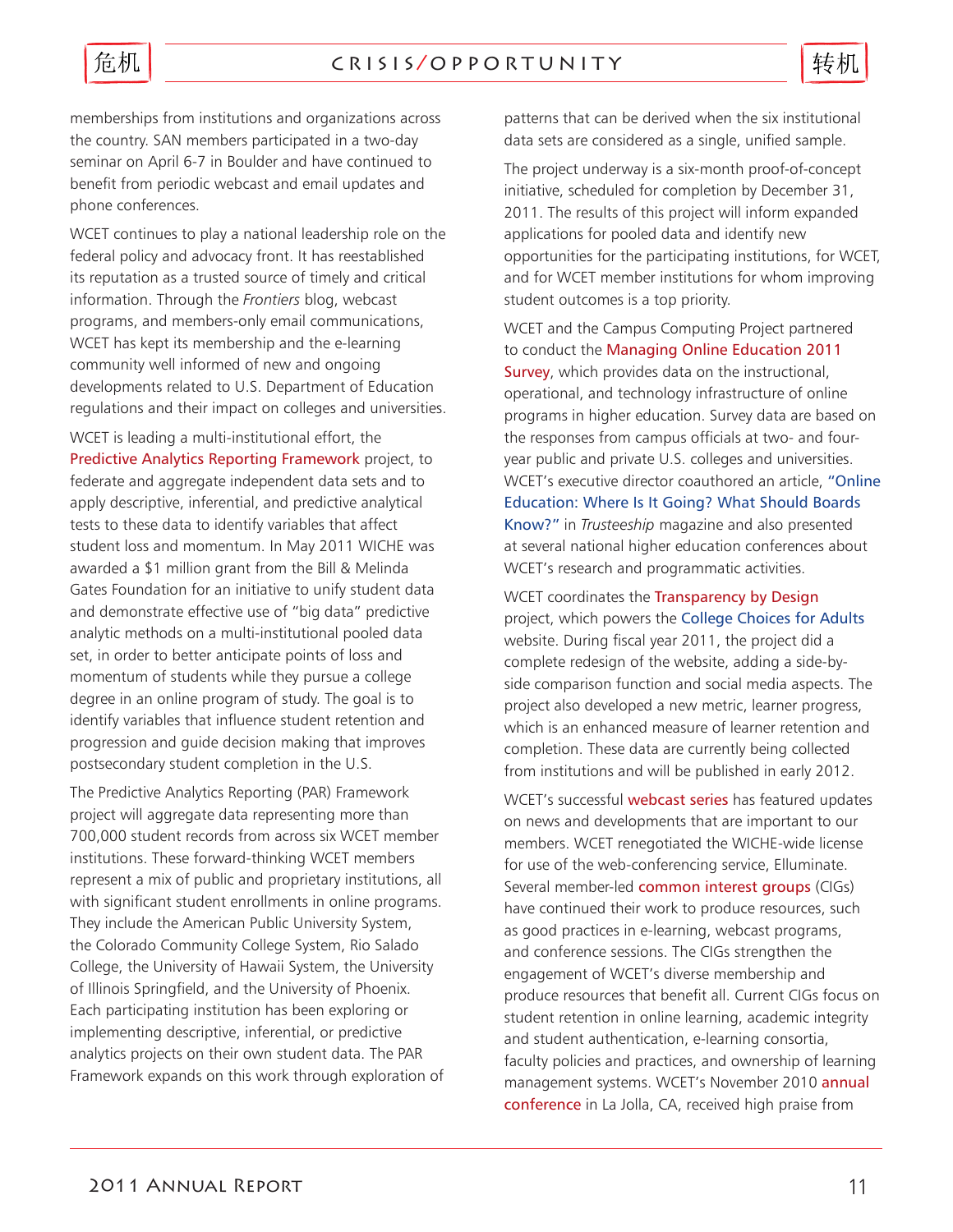memberships from institutions and organizations across the country. SAN members participated in a two-day seminar on April 6-7 in Boulder and have continued to benefit from periodic webcast and email updates and phone conferences.

WCET continues to play a national leadership role on the federal policy and advocacy front. It has reestablished its reputation as a trusted source of timely and critical information. Through the *Frontiers* blog, webcast programs, and members-only email communications, WCET has kept its membership and the e-learning community well informed of new and ongoing developments related to U.S. Department of Education regulations and their impact on colleges and universities.

WCET is leading a multi-institutional effort, the Predictive Analytics Reporting Framework project, to federate and aggregate independent data sets and to apply descriptive, inferential, and predictive analytical tests to these data to identify variables that affect student loss and momentum. In May 2011 WICHE was awarded a $1 million grant from the Bill & Melinda Gates Foundation for an initiative to unify student data and demonstrate effective use of "big data" predictive analytic methods on a multi-institutional pooled data set, in order to better anticipate points of loss and momentum of students while they pursue a college degree in an online program of study. The goal is to identify variables that influence student retention and progression and guide decision making that improves postsecondary student completion in the U.S.

The Predictive Analytics Reporting (PAR) Framework project will aggregate data representing more than 700,000 student records from across six WCET member institutions. These forward-thinking WCET members represent a mix of public and proprietary institutions, all with significant student enrollments in online programs. They include the American Public University System, the Colorado Community College System, Rio Salado College, the University of Hawaii System, the University of Illinois Springfield, and the University of Phoenix. Each participating institution has been exploring or implementing descriptive, inferential, or predictive analytics projects on their own student data. The PAR Framework expands on this work through exploration of patterns that can be derived when the six institutional data sets are considered as a single, unified sample.

The project underway is a six-month proof-of-concept initiative, scheduled for completion by December 31, 2011. The results of this project will inform expanded applications for pooled data and identify new opportunities for the participating institutions, for WCET, and for WCET member institutions for whom improving student outcomes is a top priority.

WCET and the Campus Computing Project partnered to conduct the Managing Online Education 2011 Survey, which provides data on the instructional, operational, and technology infrastructure of online programs in higher education. Survey data are based on the responses from campus officials at two- and four-year public and private U.S. colleges and universities. WCET's executive director coauthored an article, "Online Education: Where Is It Going? What Should Boards Know?" in *Trusteeship* magazine and also presented at several national higher education conferences about WCET's research and programmatic activities.

WCET coordinates the Transparency by Design project, which powers the College Choices for Adults website. During fiscal year 2011, the project did a complete redesign of the website, adding a side-by-side comparison function and social media aspects. The project also developed a new metric, learner progress, which is an enhanced measure of learner retention and completion. These data are currently being collected from institutions and will be published in early 2012.

WCET's successful webcast series has featured updates on news and developments that are important to our members. WCET renegotiated the WICHE-wide license for use of the web-conferencing service, Elluminate. Several member-led common interest groups (CIGs) have continued their work to produce resources, such as good practices in e-learning, webcast programs, and conference sessions. The CIGs strengthen the engagement of WCET's diverse membership and produce resources that benefit all. Current CIGs focus on student retention in online learning, academic integrity and student authentication, e-learning consortia, faculty policies and practices, and ownership of learning management systems. WCET's November 2010 annual conference in La Jolla, CA, received high praise from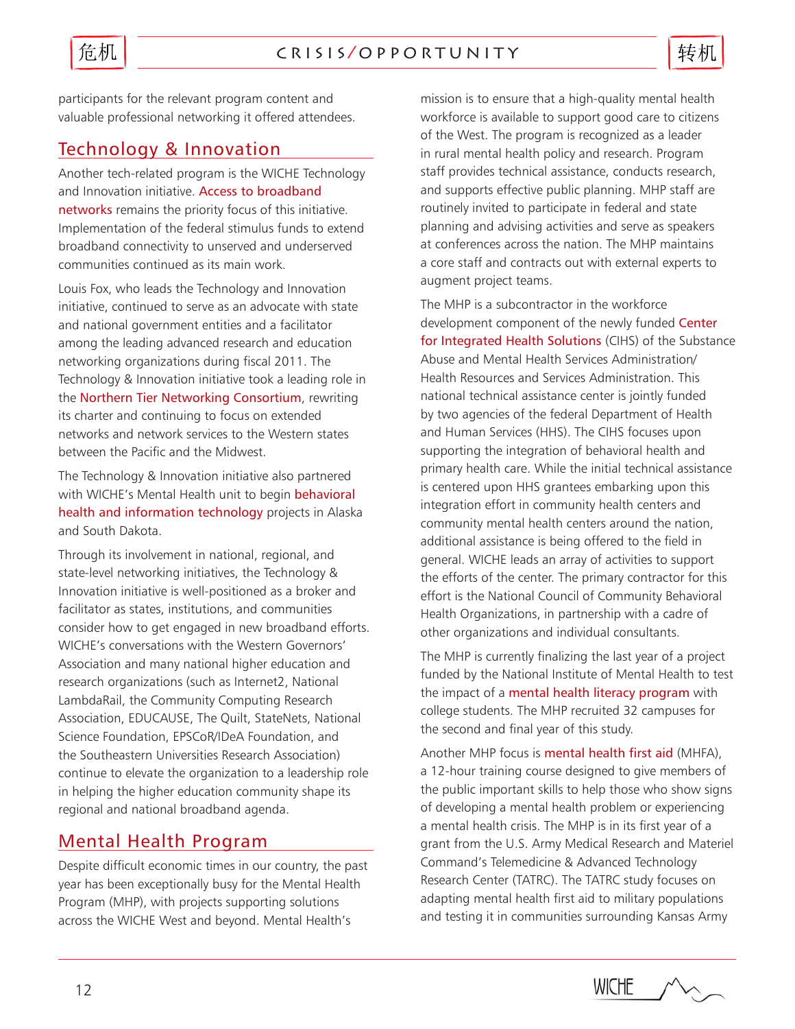participants for the relevant program content and valuable professional networking it offered attendees.

## Technology & Innovation

Another tech-related program is the WICHE Technology and Innovation initiative. Access to broadband networks remains the priority focus of this initiative. Implementation of the federal stimulus funds to extend broadband connectivity to unserved and underserved communities continued as its main work.

Louis Fox, who leads the Technology and Innovation initiative, continued to serve as an advocate with state and national government entities and a facilitator among the leading advanced research and education networking organizations during fiscal 2011. The Technology & Innovation initiative took a leading role in the Northern Tier Networking Consortium, rewriting its charter and continuing to focus on extended networks and network services to the Western states between the Pacific and the Midwest.

The Technology & Innovation initiative also partnered with WICHE's Mental Health unit to begin behavioral health and information technology projects in Alaska and South Dakota.

Through its involvement in national, regional, and state-level networking initiatives, the Technology & Innovation initiative is well-positioned as a broker and facilitator as states, institutions, and communities consider how to get engaged in new broadband efforts. WICHE's conversations with the Western Governors' Association and many national higher education and research organizations (such as Internet2, National LambdaRail, the Community Computing Research Association, EDUCAUSE, The Quilt, StateNets, National Science Foundation, EPSCoR/IDeA Foundation, and the Southeastern Universities Research Association) continue to elevate the organization to a leadership role in helping the higher education community shape its regional and national broadband agenda.

## Mental Health Program

Despite difficult economic times in our country, the past year has been exceptionally busy for the Mental Health Program (MHP), with projects supporting solutions across the WICHE West and beyond. Mental Health's mission is to ensure that a high-quality mental health workforce is available to support good care to citizens of the West. The program is recognized as a leader in rural mental health policy and research. Program staff provides technical assistance, conducts research, and supports effective public planning. MHP staff are routinely invited to participate in federal and state planning and advising activities and serve as speakers at conferences across the nation. The MHP maintains a core staff and contracts out with external experts to augment project teams.

The MHP is a subcontractor in the workforce development component of the newly funded Center for Integrated Health Solutions (CIHS) of the Substance Abuse and Mental Health Services Administration/Health Resources and Services Administration. This national technical assistance center is jointly funded by two agencies of the federal Department of Health and Human Services (HHS). The CIHS focuses upon supporting the integration of behavioral health and primary health care. While the initial technical assistance is centered upon HHS grantees embarking upon this integration effort in community health centers and community mental health centers around the nation, additional assistance is being offered to the field in general. WICHE leads an array of activities to support the efforts of the center. The primary contractor for this effort is the National Council of Community Behavioral Health Organizations, in partnership with a cadre of other organizations and individual consultants.

The MHP is currently finalizing the last year of a project funded by the National Institute of Mental Health to test the impact of a mental health literacy program with college students. The MHP recruited 32 campuses for the second and final year of this study.

Another MHP focus is mental health first aid (MHFA), a 12-hour training course designed to give members of the public important skills to help those who show signs of developing a mental health problem or experiencing a mental health crisis. The MHP is in its first year of a grant from the U.S. Army Medical Research and Materiel Command's Telemedicine & Advanced Technology Research Center (TATRC). The TATRC study focuses on adapting mental health first aid to military populations and testing it in communities surrounding Kansas Army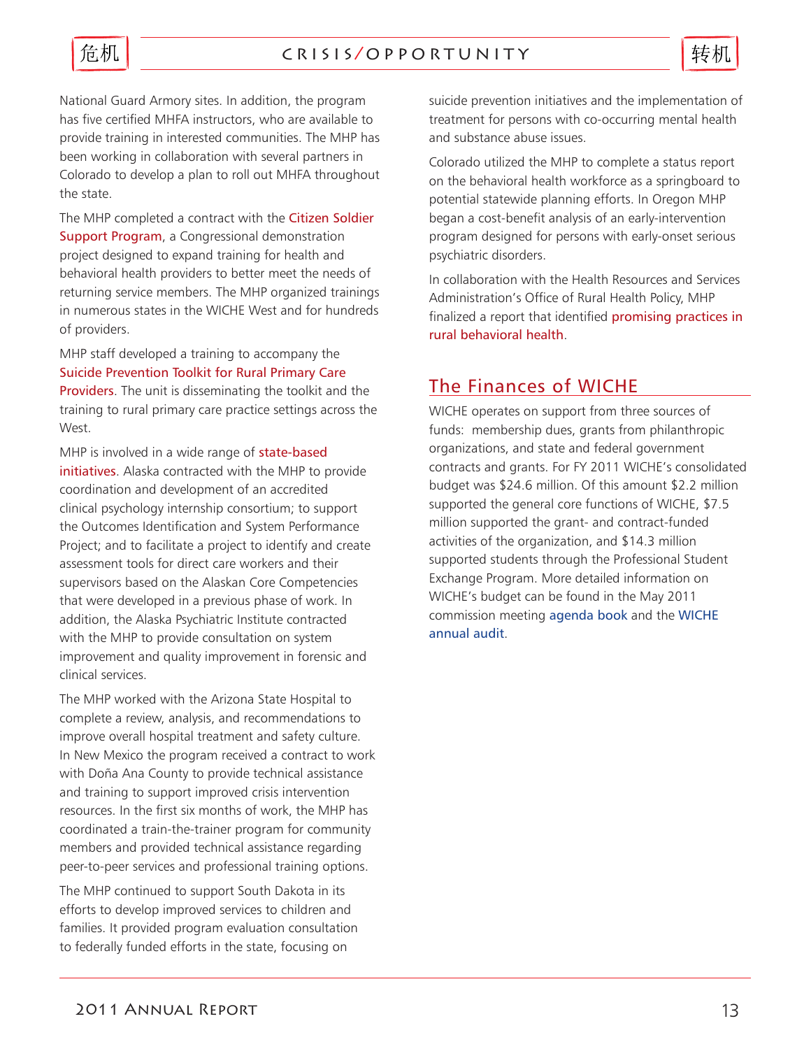National Guard Armory sites. In addition, the program has five certified MHFA instructors, who are available to provide training in interested communities. The MHP has been working in collaboration with several partners in Colorado to develop a plan to roll out MHFA throughout the state.

The MHP completed a contract with the Citizen Soldier Support Program, a Congressional demonstration project designed to expand training for health and behavioral health providers to better meet the needs of returning service members. The MHP organized trainings in numerous states in the WICHE West and for hundreds of providers.

MHP staff developed a training to accompany the Suicide Prevention Toolkit for Rural Primary Care Providers. The unit is disseminating the toolkit and the training to rural primary care practice settings across the West.

MHP is involved in a wide range of state-based initiatives. Alaska contracted with the MHP to provide coordination and development of an accredited clinical psychology internship consortium; to support the Outcomes Identification and System Performance Project; and to facilitate a project to identify and create assessment tools for direct care workers and their supervisors based on the Alaskan Core Competencies that were developed in a previous phase of work. In addition, the Alaska Psychiatric Institute contracted with the MHP to provide consultation on system improvement and quality improvement in forensic and clinical services.

The MHP worked with the Arizona State Hospital to complete a review, analysis, and recommendations to improve overall hospital treatment and safety culture. In New Mexico the program received a contract to work with Doña Ana County to provide technical assistance and training to support improved crisis intervention resources. In the first six months of work, the MHP has coordinated a train-the-trainer program for community members and provided technical assistance regarding peer-to-peer services and professional training options.

The MHP continued to support South Dakota in its efforts to develop improved services to children and families. It provided program evaluation consultation to federally funded efforts in the state, focusing on suicide prevention initiatives and the implementation of treatment for persons with co-occurring mental health and substance abuse issues.

Colorado utilized the MHP to complete a status report on the behavioral health workforce as a springboard to potential statewide planning efforts. In Oregon MHP began a cost-benefit analysis of an early-intervention program designed for persons with early-onset serious psychiatric disorders.

In collaboration with the Health Resources and Services Administration's Office of Rural Health Policy, MHP finalized a report that identified promising practices in rural behavioral health.

## The Finances of WICHE

WICHE operates on support from three sources of funds: membership dues, grants from philanthropic organizations, and state and federal government contracts and grants. For FY 2011 WICHE's consolidated budget was $24.6 million. Of this amount $2.2 million supported the general core functions of WICHE, $7.5 million supported the grant- and contract-funded activities of the organization, and $14.3 million supported students through the Professional Student Exchange Program. More detailed information on WICHE's budget can be found in the May 2011 commission meeting agenda book and the WICHE annual audit.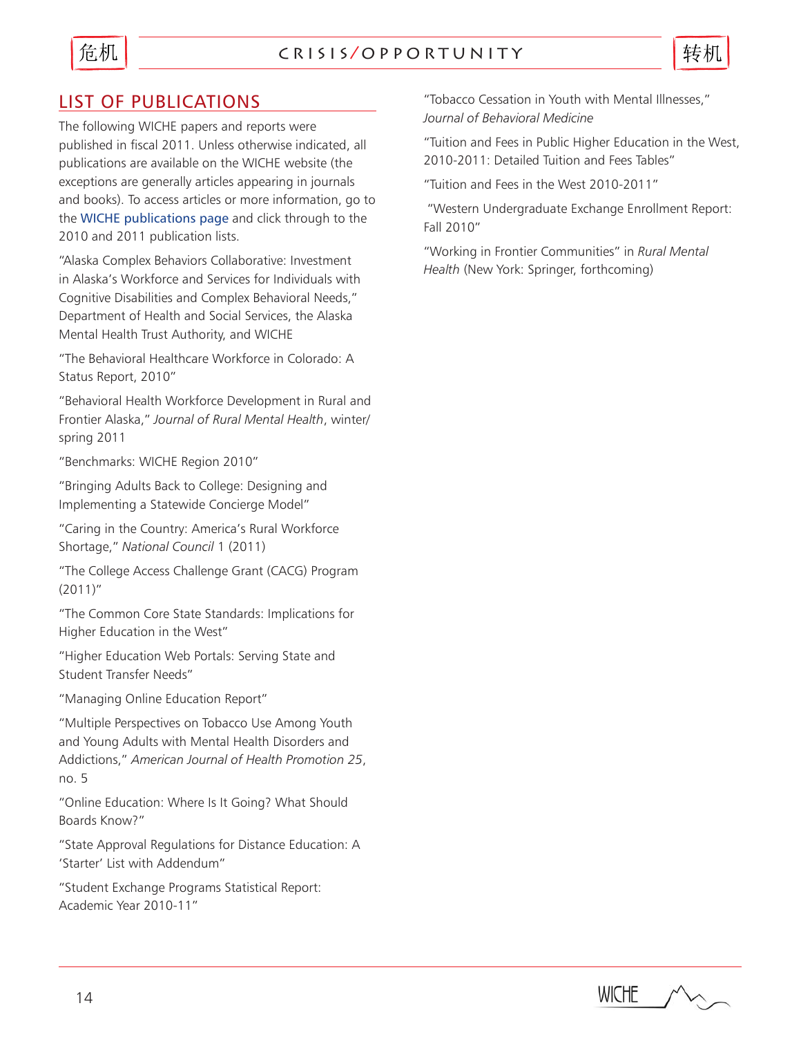## LIST OF PUBLICATIONS

The following WICHE papers and reports were published in fiscal 2011. Unless otherwise indicated, all publications are available on the WICHE website (the exceptions are generally articles appearing in journals and books). To access articles or more information, go to the WICHE publications page and click through to the 2010 and 2011 publication lists.

"Alaska Complex Behaviors Collaborative: Investment in Alaska's Workforce and Services for Individuals with Cognitive Disabilities and Complex Behavioral Needs," Department of Health and Social Services, the Alaska Mental Health Trust Authority, and WICHE

"The Behavioral Healthcare Workforce in Colorado: A Status Report, 2010"

"Behavioral Health Workforce Development in Rural and Frontier Alaska," *Journal of Rural Mental Health*, winter/spring 2011

"Benchmarks: WICHE Region 2010"

"Bringing Adults Back to College: Designing and Implementing a Statewide Concierge Model"

"Caring in the Country: America's Rural Workforce Shortage," *National Council* 1 (2011)

"The College Access Challenge Grant (CACG) Program (2011)"

"The Common Core State Standards: Implications for Higher Education in the West"

"Higher Education Web Portals: Serving State and Student Transfer Needs"

"Managing Online Education Report"

"Multiple Perspectives on Tobacco Use Among Youth and Young Adults with Mental Health Disorders and Addictions," *American Journal of Health Promotion 25*, no. 5

"Online Education: Where Is It Going? What Should Boards Know?"

"State Approval Regulations for Distance Education: A 'Starter' List with Addendum"

"Student Exchange Programs Statistical Report: Academic Year 2010-11"

"Tobacco Cessation in Youth with Mental Illnesses," *Journal of Behavioral Medicine*

"Tuition and Fees in Public Higher Education in the West, 2010-2011: Detailed Tuition and Fees Tables"

"Tuition and Fees in the West 2010-2011"

"Western Undergraduate Exchange Enrollment Report: Fall 2010"

"Working in Frontier Communities" in *Rural Mental Health* (New York: Springer, forthcoming)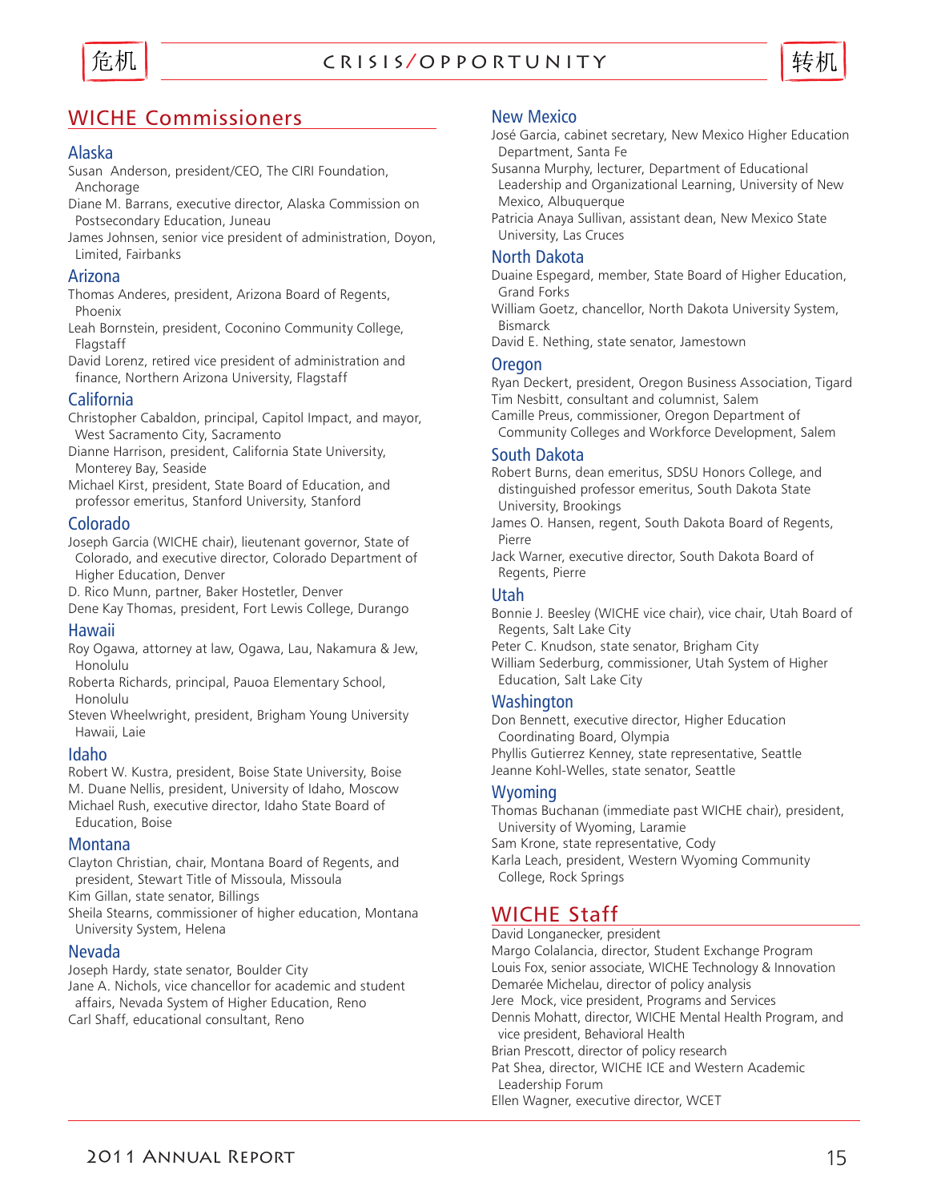## WICHE Commissioners

### Alaska

Susan Anderson, president/CEO, The CIRI Foundation, Anchorage

Diane M. Barrans, executive director, Alaska Commission on Postsecondary Education, Juneau

James Johnsen, senior vice president of administration, Doyon, Limited, Fairbanks

### Arizona

Thomas Anderes, president, Arizona Board of Regents, Phoenix

Leah Bornstein, president, Coconino Community College, Flagstaff

David Lorenz, retired vice president of administration and finance, Northern Arizona University, Flagstaff

### California

Christopher Cabaldon, principal, Capitol Impact, and mayor, West Sacramento City, Sacramento

Dianne Harrison, president, California State University, Monterey Bay, Seaside

Michael Kirst, president, State Board of Education, and professor emeritus, Stanford University, Stanford

### Colorado

Joseph Garcia (WICHE chair), lieutenant governor, State of Colorado, and executive director, Colorado Department of Higher Education, Denver

D. Rico Munn, partner, Baker Hostetler, Denver

Dene Kay Thomas, president, Fort Lewis College, Durango

### Hawaii

Roy Ogawa, attorney at law, Ogawa, Lau, Nakamura & Jew, Honolulu

Roberta Richards, principal, Pauoa Elementary School, Honolulu

Steven Wheelwright, president, Brigham Young University Hawaii, Laie

### Idaho

Robert W. Kustra, president, Boise State University, Boise

M. Duane Nellis, president, University of Idaho, Moscow

Michael Rush, executive director, Idaho State Board of Education, Boise

### Montana

Clayton Christian, chair, Montana Board of Regents, and president, Stewart Title of Missoula, Missoula

Kim Gillan, state senator, Billings

Sheila Stearns, commissioner of higher education, Montana University System, Helena

### Nevada

Joseph Hardy, state senator, Boulder City

Jane A. Nichols, vice chancellor for academic and student affairs, Nevada System of Higher Education, Reno

Carl Shaff, educational consultant, Reno

### New Mexico

José Garcia, cabinet secretary, New Mexico Higher Education Department, Santa Fe

Susanna Murphy, lecturer, Department of Educational Leadership and Organizational Learning, University of New Mexico, Albuquerque

Patricia Anaya Sullivan, assistant dean, New Mexico State University, Las Cruces

### North Dakota

Duaine Espegard, member, State Board of Higher Education, Grand Forks

William Goetz, chancellor, North Dakota University System, Bismarck

David E. Nething, state senator, Jamestown

### Oregon

Ryan Deckert, president, Oregon Business Association, Tigard

Tim Nesbitt, consultant and columnist, Salem

Camille Preus, commissioner, Oregon Department of Community Colleges and Workforce Development, Salem

### South Dakota

Robert Burns, dean emeritus, SDSU Honors College, and distinguished professor emeritus, South Dakota State University, Brookings

James O. Hansen, regent, South Dakota Board of Regents, Pierre

Jack Warner, executive director, South Dakota Board of Regents, Pierre

### Utah

Bonnie J. Beesley (WICHE vice chair), vice chair, Utah Board of Regents, Salt Lake City

Peter C. Knudson, state senator, Brigham City

William Sederburg, commissioner, Utah System of Higher Education, Salt Lake City

### Washington

Don Bennett, executive director, Higher Education Coordinating Board, Olympia

Phyllis Gutierrez Kenney, state representative, Seattle

Jeanne Kohl-Welles, state senator, Seattle

### Wyoming

Thomas Buchanan (immediate past WICHE chair), president, University of Wyoming, Laramie

Sam Krone, state representative, Cody

Karla Leach, president, Western Wyoming Community College, Rock Springs

## WICHE Staff

David Longanecker, president

Margo Colalancia, director, Student Exchange Program

Louis Fox, senior associate, WICHE Technology & Innovation

Demarée Michelau, director of policy analysis

Jere Mock, vice president, Programs and Services

Dennis Mohatt, director, WICHE Mental Health Program, and vice president, Behavioral Health

Brian Prescott, director of policy research

Pat Shea, director, WICHE ICE and Western Academic Leadership Forum

Ellen Wagner, executive director, WCET